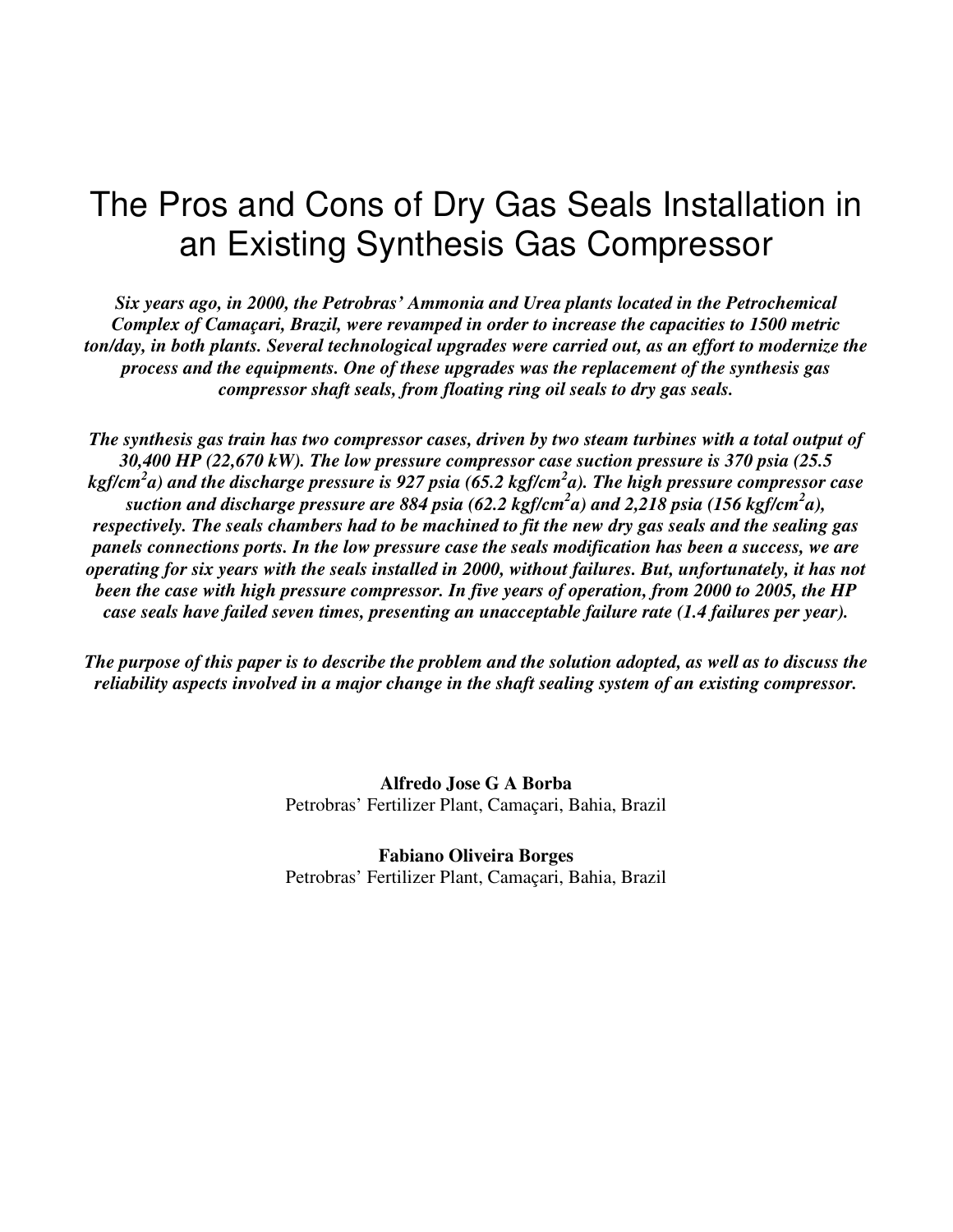# The Pros and Cons of Dry Gas Seals Installation in an Existing Synthesis Gas Compressor

***Six years ago, in 2000, the Petrobras' Ammonia and Urea plants located in the Petrochemical Complex of Camaçari, Brazil, were revamped in order to increase the capacities to 1500 metric ton/day, in both plants. Several technological upgrades were carried out, as an effort to modernize the process and the equipments. One of these upgrades was the replacement of the synthesis gas compressor shaft seals, from floating ring oil seals to dry gas seals.***

***The synthesis gas train has two compressor cases, driven by two steam turbines with a total output of 30,400 HP (22,670 kW). The low pressure compressor case suction pressure is 370 psia (25.5 kgf/cm$^2$a) and the discharge pressure is 927 psia (65.2 kgf/cm$^2$a). The high pressure compressor case suction and discharge pressure are 884 psia (62.2 kgf/cm$^2$a) and 2,218 psia (156 kgf/cm$^2$a), respectively. The seals chambers had to be machined to fit the new dry gas seals and the sealing gas panels connections ports. In the low pressure case the seals modification has been a success, we are operating for six years with the seals installed in 2000, without failures. But, unfortunately, it has not been the case with high pressure compressor. In five years of operation, from 2000 to 2005, the HP case seals have failed seven times, presenting an unacceptable failure rate (1.4 failures per year).***

***The purpose of this paper is to describe the problem and the solution adopted, as well as to discuss the reliability aspects involved in a major change in the shaft sealing system of an existing compressor.***

**Alfredo Jose G A Borba**
Petrobras' Fertilizer Plant, Camaçari, Bahia, Brazil

**Fabiano Oliveira Borges**
Petrobras' Fertilizer Plant, Camaçari, Bahia, Brazil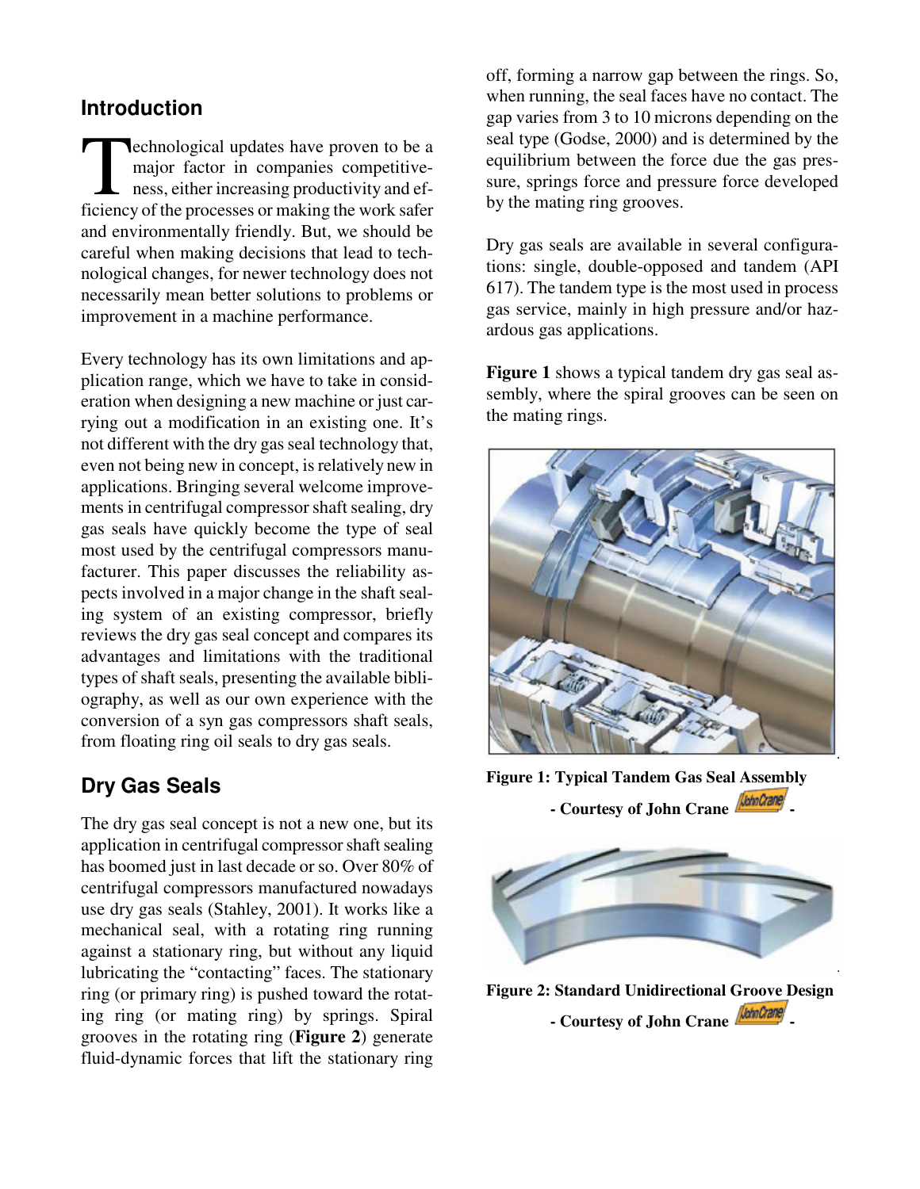## Introduction

Technological updates have proven to be a major factor in companies competitiveness, either increasing productivity and efficiency of the processes or making the work safer and environmentally friendly. But, we should be careful when making decisions that lead to technological changes, for newer technology does not necessarily mean better solutions to problems or improvement in a machine performance.

Every technology has its own limitations and application range, which we have to take in consideration when designing a new machine or just carrying out a modification in an existing one. It's not different with the dry gas seal technology that, even not being new in concept, is relatively new in applications. Bringing several welcome improvements in centrifugal compressor shaft sealing, dry gas seals have quickly become the type of seal most used by the centrifugal compressors manufacturer. This paper discusses the reliability aspects involved in a major change in the shaft sealing system of an existing compressor, briefly reviews the dry gas seal concept and compares its advantages and limitations with the traditional types of shaft seals, presenting the available bibliography, as well as our own experience with the conversion of a syn gas compressors shaft seals, from floating ring oil seals to dry gas seals.

## Dry Gas Seals

The dry gas seal concept is not a new one, but its application in centrifugal compressor shaft sealing has boomed just in last decade or so. Over 80% of centrifugal compressors manufactured nowadays use dry gas seals (Stahley, 2001). It works like a mechanical seal, with a rotating ring running against a stationary ring, but without any liquid lubricating the "contacting" faces. The stationary ring (or primary ring) is pushed toward the rotating ring (or mating ring) by springs. Spiral grooves in the rotating ring (**Figure 2**) generate fluid-dynamic forces that lift the stationary ring off, forming a narrow gap between the rings. So, when running, the seal faces have no contact. The gap varies from 3 to 10 microns depending on the seal type (Godse, 2000) and is determined by the equilibrium between the force due the gas pressure, springs force and pressure force developed by the mating ring grooves.

Dry gas seals are available in several configurations: single, double-opposed and tandem (API 617). The tandem type is the most used in process gas service, mainly in high pressure and/or hazardous gas applications.

**Figure 1** shows a typical tandem dry gas seal assembly, where the spiral grooves can be seen on the mating rings.

**Figure 1: Typical Tandem Gas Seal Assembly**

**- Courtesy of John Crane -**

**Figure 2: Standard Unidirectional Groove Design**

**- Courtesy of John Crane -**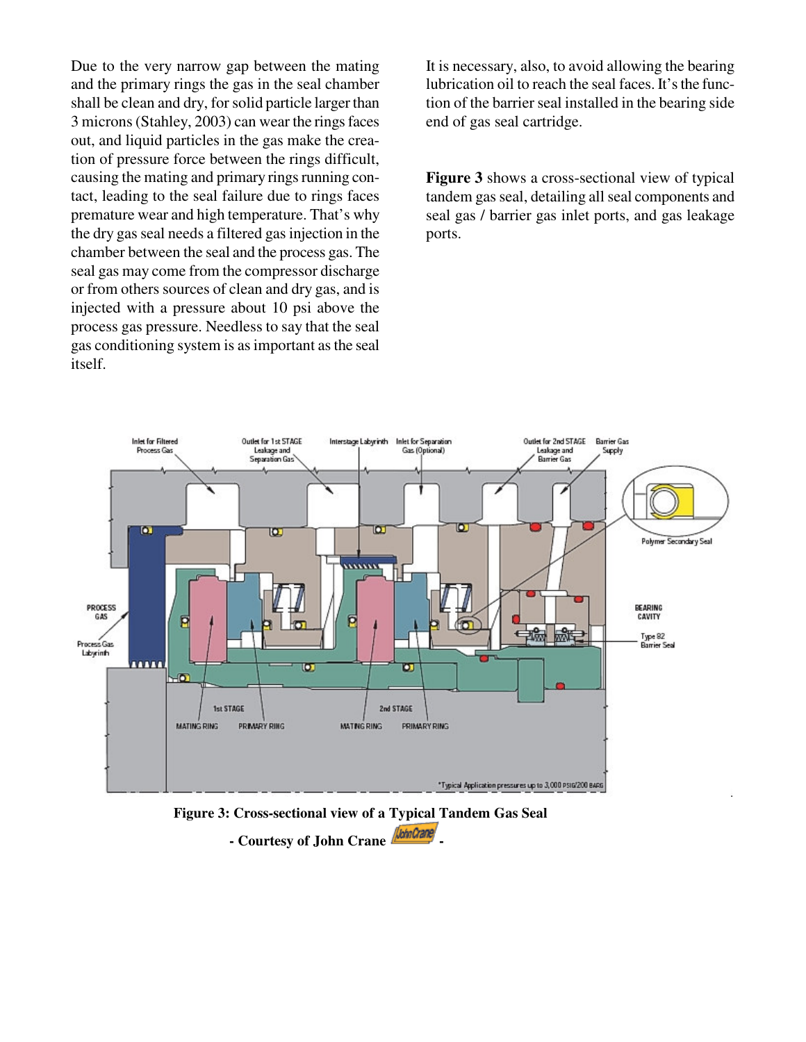Due to the very narrow gap between the mating and the primary rings the gas in the seal chamber shall be clean and dry, for solid particle larger than 3 microns (Stahley, 2003) can wear the rings faces out, and liquid particles in the gas make the creation of pressure force between the rings difficult, causing the mating and primary rings running contact, leading to the seal failure due to rings faces premature wear and high temperature. That's why the dry gas seal needs a filtered gas injection in the chamber between the seal and the process gas. The seal gas may come from the compressor discharge or from others sources of clean and dry gas, and is injected with a pressure about 10 psi above the process gas pressure. Needless to say that the seal gas conditioning system is as important as the seal itself.

It is necessary, also, to avoid allowing the bearing lubrication oil to reach the seal faces. It's the function of the barrier seal installed in the bearing side end of gas seal cartridge.

**Figure 3** shows a cross-sectional view of typical tandem gas seal, detailing all seal components and seal gas / barrier gas inlet ports, and gas leakage ports.

**Figure 3: Cross-sectional view of a Typical Tandem Gas Seal - Courtesy of John Crane -**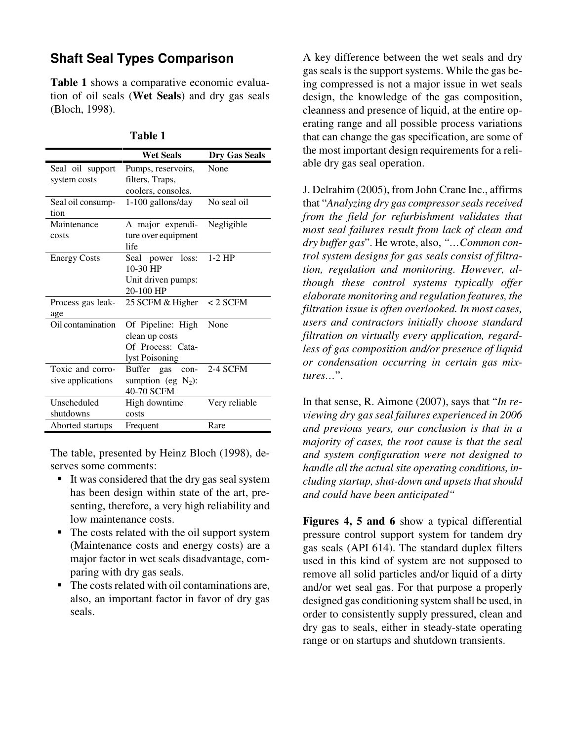## Shaft Seal Types Comparison

**Table 1** shows a comparative economic evaluation of oil seals (**Wet Seals**) and dry gas seals (Bloch, 1998).

**Table 1**

| | Wet Seals | Dry Gas Seals |
|---|---|---|
| Seal oil support system costs | Pumps, reservoirs, filters, Traps, coolers, consoles. | None |
| Seal oil consumption | 1-100 gallons/day | No seal oil |
| Maintenance costs | A major expenditure over equipment life | Negligible |
| Energy Costs | Seal power loss: 10-30 HP<br>Unit driven pumps: 20-100 HP | 1-2 HP |
| Process gas leakage | 25 SCFM & Higher | < 2 SCFM |
| Oil contamination | Of Pipeline: High clean up costs<br>Of Process: Catalyst Poisoning | None |
| Toxic and corrosive applications | Buffer gas consumption (eg $N_2$): 40-70 SCFM | 2-4 SCFM |
| Unscheduled shutdowns | High downtime costs | Very reliable |
| Aborted startups | Frequent | Rare |

The table, presented by Heinz Bloch (1998), deserves some comments:

- It was considered that the dry gas seal system has been design within state of the art, presenting, therefore, a very high reliability and low maintenance costs.
- The costs related with the oil support system (Maintenance costs and energy costs) are a major factor in wet seals disadvantage, comparing with dry gas seals.
- The costs related with oil contaminations are, also, an important factor in favor of dry gas seals.

A key difference between the wet seals and dry gas seals is the support systems. While the gas being compressed is not a major issue in wet seals design, the knowledge of the gas composition, cleanness and presence of liquid, at the entire operating range and all possible process variations that can change the gas specification, are some of the most important design requirements for a reliable dry gas seal operation.

J. Delrahim (2005), from John Crane Inc., affirms that "*Analyzing dry gas compressor seals received from the field for refurbishment validates that most seal failures result from lack of clean and dry buffer gas*". He wrote, also, *"…Common control system designs for gas seals consist of filtration, regulation and monitoring. However, although these control systems typically offer elaborate monitoring and regulation features, the filtration issue is often overlooked. In most cases, users and contractors initially choose standard filtration on virtually every application, regardless of gas composition and/or presence of liquid or condensation occurring in certain gas mixtures…*".

In that sense, R. Aimone (2007), says that "*In reviewing dry gas seal failures experienced in 2006 and previous years, our conclusion is that in a majority of cases, the root cause is that the seal and system configuration were not designed to handle all the actual site operating conditions, including startup, shut-down and upsets that should and could have been anticipated"*

**Figures 4, 5 and 6** show a typical differential pressure control support system for tandem dry gas seals (API 614). The standard duplex filters used in this kind of system are not supposed to remove all solid particles and/or liquid of a dirty and/or wet seal gas. For that purpose a properly designed gas conditioning system shall be used, in order to consistently supply pressured, clean and dry gas to seals, either in steady-state operating range or on startups and shutdown transients.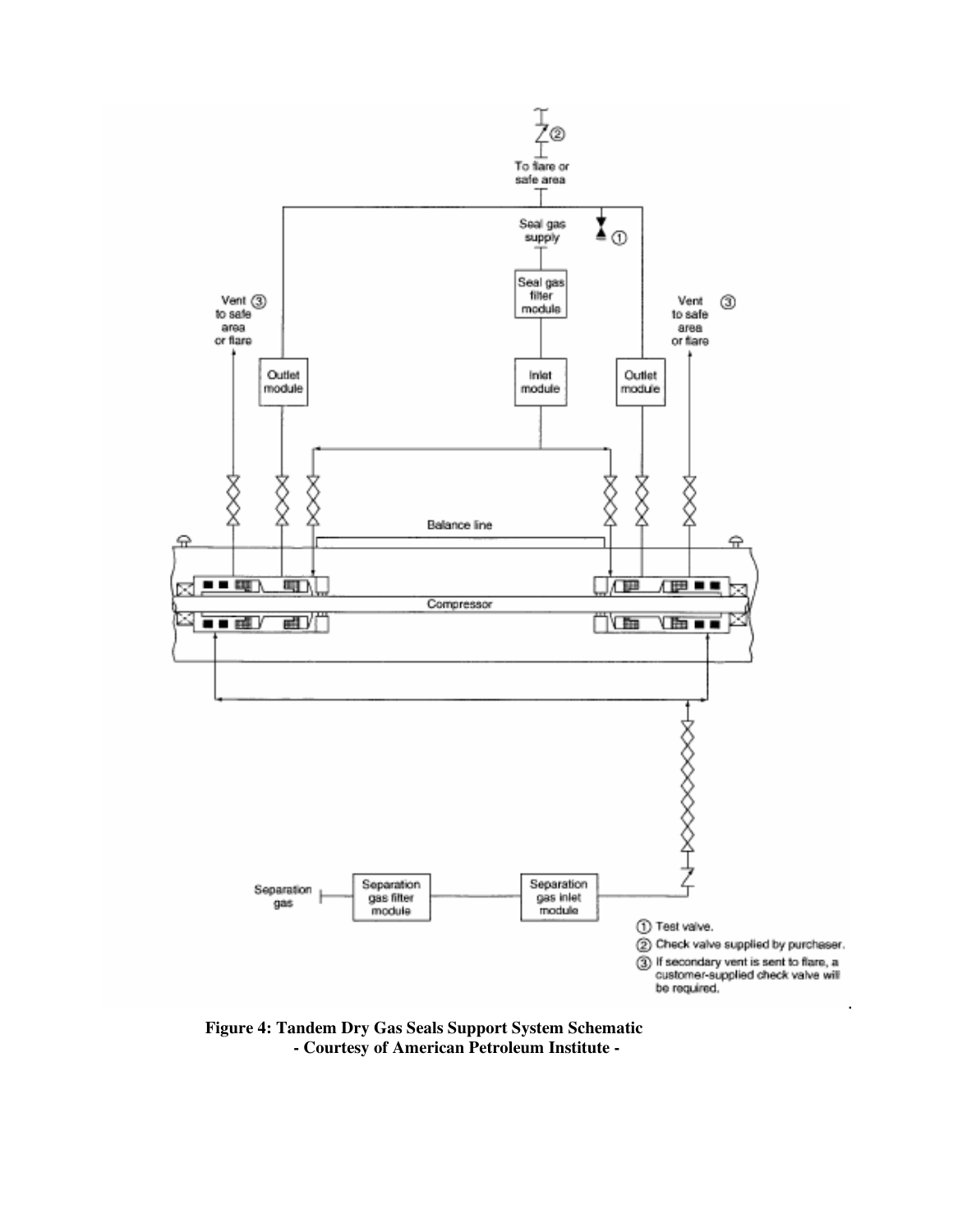**Figure 4: Tandem Dry Gas Seals Support System Schematic**
**- Courtesy of American Petroleum Institute -**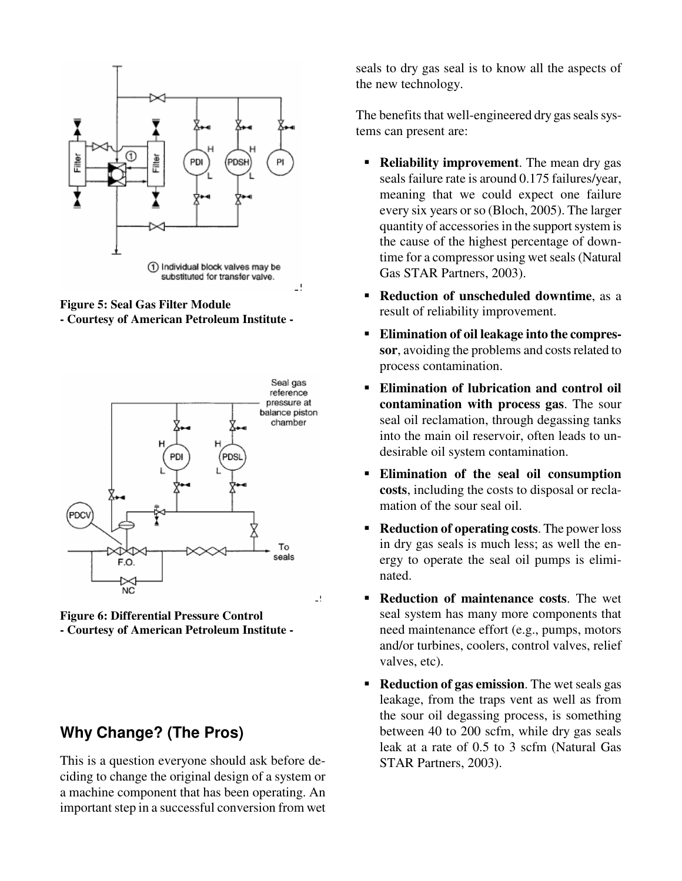Figure 5: Seal Gas Filter Module
- Courtesy of American Petroleum Institute -

Figure 6: Differential Pressure Control
- Courtesy of American Petroleum Institute -

## Why Change? (The Pros)

This is a question everyone should ask before deciding to change the original design of a system or a machine component that has been operating. An important step in a successful conversion from wet seals to dry gas seal is to know all the aspects of the new technology.

The benefits that well-engineered dry gas seals systems can present are:

- **Reliability improvement**. The mean dry gas seals failure rate is around 0.175 failures/year, meaning that we could expect one failure every six years or so (Bloch, 2005). The larger quantity of accessories in the support system is the cause of the highest percentage of downtime for a compressor using wet seals (Natural Gas STAR Partners, 2003).
- **Reduction of unscheduled downtime**, as a result of reliability improvement.
- **Elimination of oil leakage into the compressor**, avoiding the problems and costs related to process contamination.
- **Elimination of lubrication and control oil contamination with process gas**. The sour seal oil reclamation, through degassing tanks into the main oil reservoir, often leads to undesirable oil system contamination.
- **Elimination of the seal oil consumption costs**, including the costs to disposal or reclamation of the sour seal oil.
- **Reduction of operating costs**. The power loss in dry gas seals is much less; as well the energy to operate the seal oil pumps is eliminated.
- **Reduction of maintenance costs**. The wet seal system has many more components that need maintenance effort (e.g., pumps, motors and/or turbines, coolers, control valves, relief valves, etc).
- **Reduction of gas emission**. The wet seals gas leakage, from the traps vent as well as from the sour oil degassing process, is something between 40 to 200 scfm, while dry gas seals leak at a rate of 0.5 to 3 scfm (Natural Gas STAR Partners, 2003).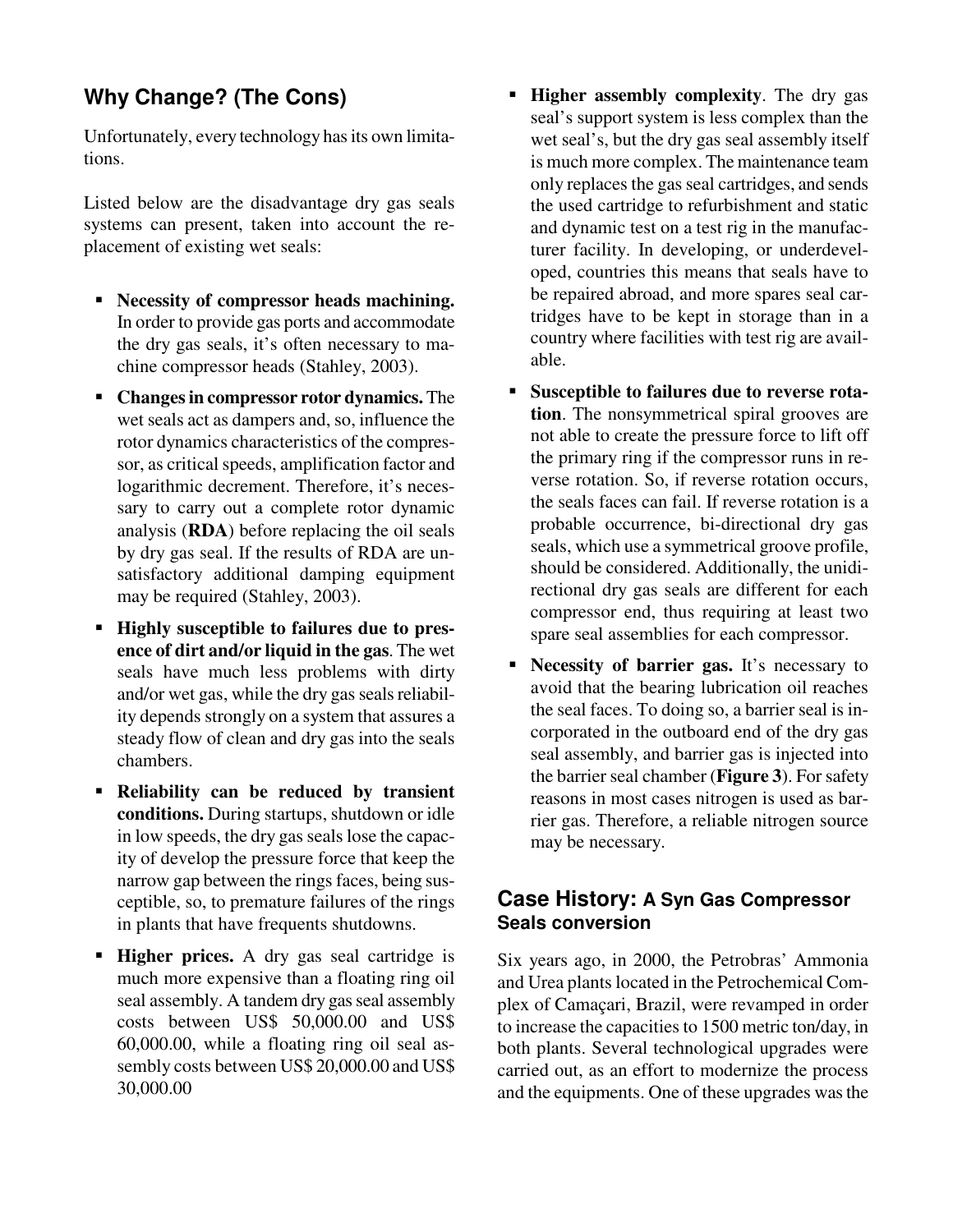## Why Change? (The Cons)

Unfortunately, every technology has its own limitations.

Listed below are the disadvantage dry gas seals systems can present, taken into account the replacement of existing wet seals:

- **Necessity of compressor heads machining.** In order to provide gas ports and accommodate the dry gas seals, it's often necessary to machine compressor heads (Stahley, 2003).
- **Changes in compressor rotor dynamics.** The wet seals act as dampers and, so, influence the rotor dynamics characteristics of the compressor, as critical speeds, amplification factor and logarithmic decrement. Therefore, it's necessary to carry out a complete rotor dynamic analysis (**RDA**) before replacing the oil seals by dry gas seal. If the results of RDA are unsatisfactory additional damping equipment may be required (Stahley, 2003).
- **Highly susceptible to failures due to presence of dirt and/or liquid in the gas**. The wet seals have much less problems with dirty and/or wet gas, while the dry gas seals reliability depends strongly on a system that assures a steady flow of clean and dry gas into the seals chambers.
- **Reliability can be reduced by transient conditions.** During startups, shutdown or idle in low speeds, the dry gas seals lose the capacity of develop the pressure force that keep the narrow gap between the rings faces, being susceptible, so, to premature failures of the rings in plants that have frequents shutdowns.
- **Higher prices.** A dry gas seal cartridge is much more expensive than a floating ring oil seal assembly. A tandem dry gas seal assembly costs between US$ 50,000.00 and US$ 60,000.00, while a floating ring oil seal assembly costs between US$ 20,000.00 and US$ 30,000.00
- **Higher assembly complexity**. The dry gas seal's support system is less complex than the wet seal's, but the dry gas seal assembly itself is much more complex. The maintenance team only replaces the gas seal cartridges, and sends the used cartridge to refurbishment and static and dynamic test on a test rig in the manufacturer facility. In developing, or underdeveloped, countries this means that seals have to be repaired abroad, and more spares seal cartridges have to be kept in storage than in a country where facilities with test rig are available.
- **Susceptible to failures due to reverse rotation**. The nonsymmetrical spiral grooves are not able to create the pressure force to lift off the primary ring if the compressor runs in reverse rotation. So, if reverse rotation occurs, the seals faces can fail. If reverse rotation is a probable occurrence, bi-directional dry gas seals, which use a symmetrical groove profile, should be considered. Additionally, the unidirectional dry gas seals are different for each compressor end, thus requiring at least two spare seal assemblies for each compressor.
- **Necessity of barrier gas.** It's necessary to avoid that the bearing lubrication oil reaches the seal faces. To doing so, a barrier seal is incorporated in the outboard end of the dry gas seal assembly, and barrier gas is injected into the barrier seal chamber (**Figure 3**). For safety reasons in most cases nitrogen is used as barrier gas. Therefore, a reliable nitrogen source may be necessary.

## Case History: A Syn Gas Compressor Seals conversion

Six years ago, in 2000, the Petrobras' Ammonia and Urea plants located in the Petrochemical Complex of Camaçari, Brazil, were revamped in order to increase the capacities to 1500 metric ton/day, in both plants. Several technological upgrades were carried out, as an effort to modernize the process and the equipments. One of these upgrades was the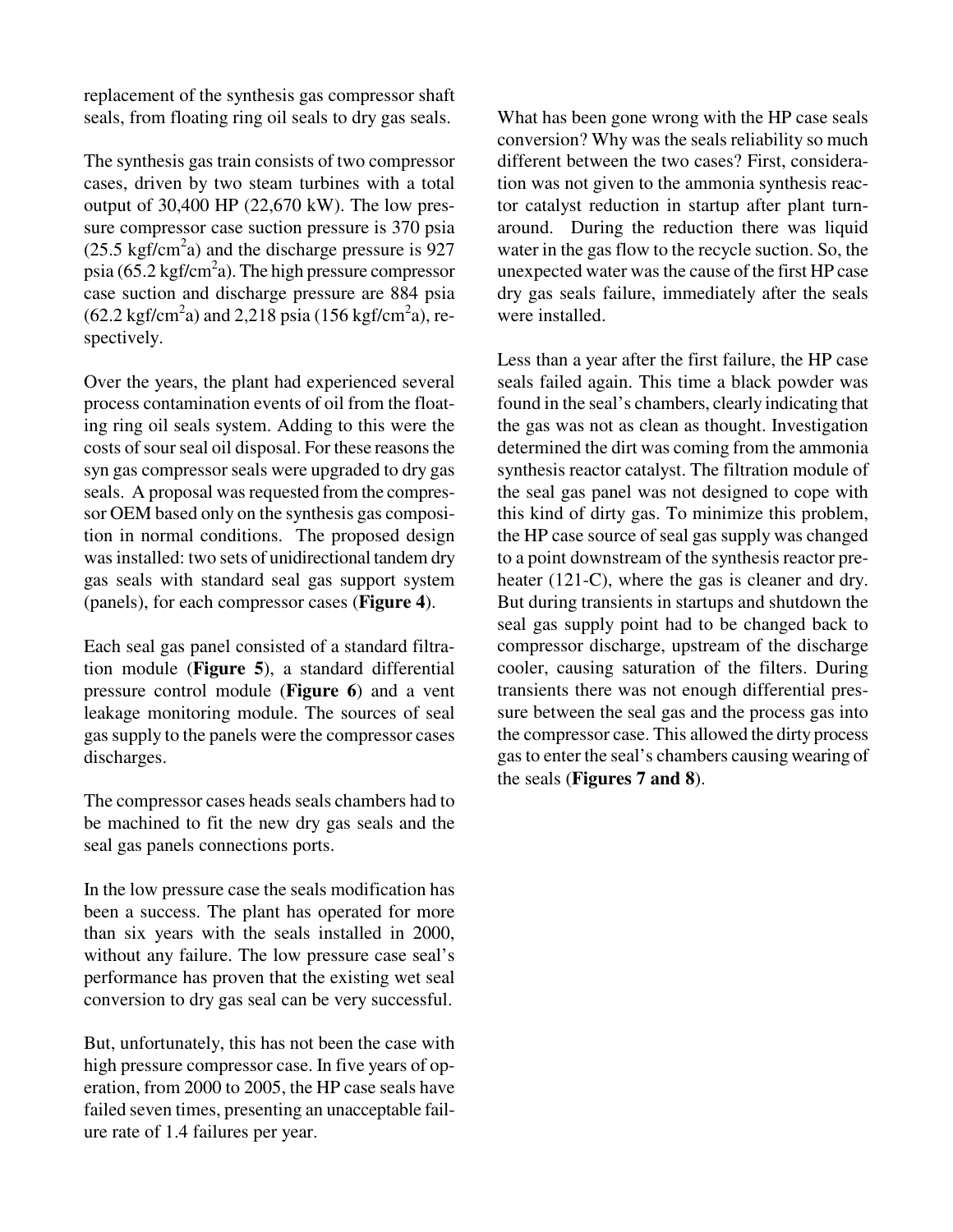replacement of the synthesis gas compressor shaft seals, from floating ring oil seals to dry gas seals.

The synthesis gas train consists of two compressor cases, driven by two steam turbines with a total output of 30,400 HP (22,670 kW). The low pressure compressor case suction pressure is 370 psia (25.5 $kgf/cm^2a$) and the discharge pressure is 927 psia (65.2 $kgf/cm^2a$). The high pressure compressor case suction and discharge pressure are 884 psia (62.2 $kgf/cm^2a$) and 2,218 psia (156 $kgf/cm^2a$), respectively.

Over the years, the plant had experienced several process contamination events of oil from the floating ring oil seals system. Adding to this were the costs of sour seal oil disposal. For these reasons the syn gas compressor seals were upgraded to dry gas seals. A proposal was requested from the compressor OEM based only on the synthesis gas composition in normal conditions. The proposed design was installed: two sets of unidirectional tandem dry gas seals with standard seal gas support system (panels), for each compressor cases (**Figure 4**).

Each seal gas panel consisted of a standard filtration module (**Figure 5**), a standard differential pressure control module (**Figure 6**) and a vent leakage monitoring module. The sources of seal gas supply to the panels were the compressor cases discharges.

The compressor cases heads seals chambers had to be machined to fit the new dry gas seals and the seal gas panels connections ports.

In the low pressure case the seals modification has been a success. The plant has operated for more than six years with the seals installed in 2000, without any failure. The low pressure case seal's performance has proven that the existing wet seal conversion to dry gas seal can be very successful.

But, unfortunately, this has not been the case with high pressure compressor case. In five years of operation, from 2000 to 2005, the HP case seals have failed seven times, presenting an unacceptable failure rate of 1.4 failures per year.

What has been gone wrong with the HP case seals conversion? Why was the seals reliability so much different between the two cases? First, consideration was not given to the ammonia synthesis reactor catalyst reduction in startup after plant turnaround. During the reduction there was liquid water in the gas flow to the recycle suction. So, the unexpected water was the cause of the first HP case dry gas seals failure, immediately after the seals were installed.

Less than a year after the first failure, the HP case seals failed again. This time a black powder was found in the seal's chambers, clearly indicating that the gas was not as clean as thought. Investigation determined the dirt was coming from the ammonia synthesis reactor catalyst. The filtration module of the seal gas panel was not designed to cope with this kind of dirty gas. To minimize this problem, the HP case source of seal gas supply was changed to a point downstream of the synthesis reactor preheater (121-C), where the gas is cleaner and dry. But during transients in startups and shutdown the seal gas supply point had to be changed back to compressor discharge, upstream of the discharge cooler, causing saturation of the filters. During transients there was not enough differential pressure between the seal gas and the process gas into the compressor case. This allowed the dirty process gas to enter the seal's chambers causing wearing of the seals (**Figures 7 and 8**).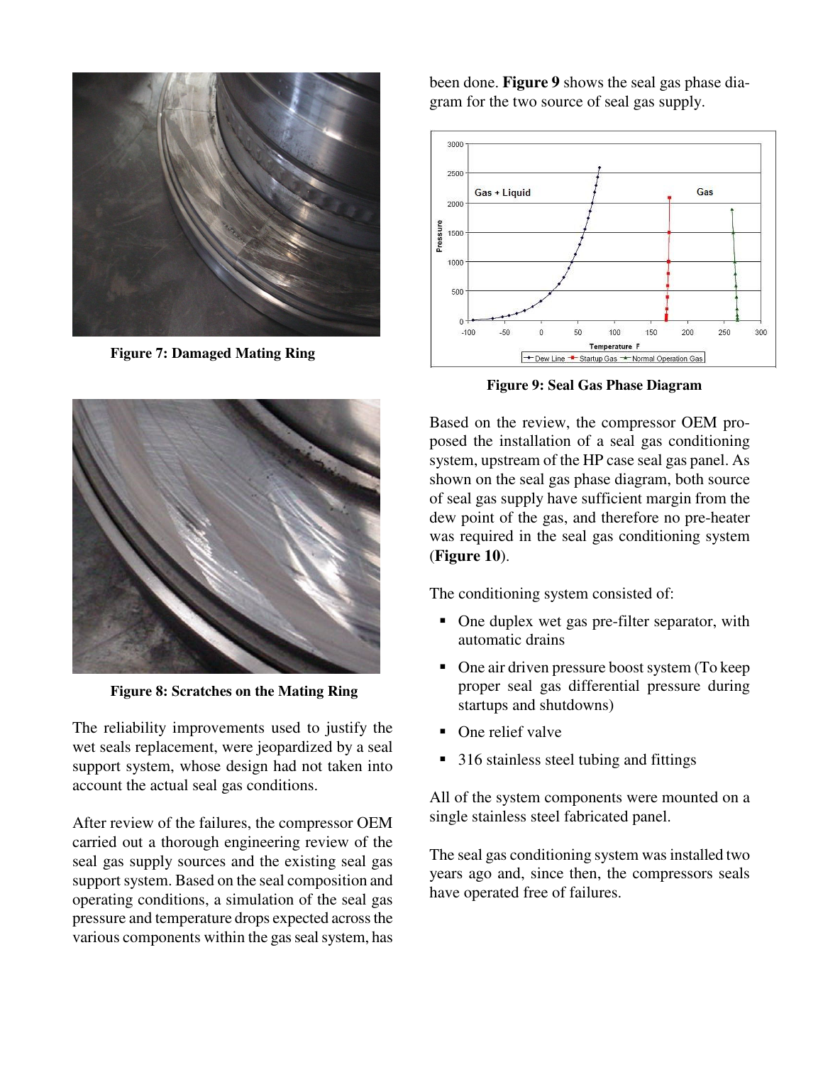Figure 7: Damaged Mating Ring

Figure 8: Scratches on the Mating Ring

The reliability improvements used to justify the wet seals replacement, were jeopardized by a seal support system, whose design had not taken into account the actual seal gas conditions.

After review of the failures, the compressor OEM carried out a thorough engineering review of the seal gas supply sources and the existing seal gas support system. Based on the seal composition and operating conditions, a simulation of the seal gas pressure and temperature drops expected across the various components within the gas seal system, has been done. **Figure 9** shows the seal gas phase diagram for the two source of seal gas supply.

Figure 9: Seal Gas Phase Diagram

Based on the review, the compressor OEM proposed the installation of a seal gas conditioning system, upstream of the HP case seal gas panel. As shown on the seal gas phase diagram, both source of seal gas supply have sufficient margin from the dew point of the gas, and therefore no pre-heater was required in the seal gas conditioning system (**Figure 10**).

The conditioning system consisted of:

- One duplex wet gas pre-filter separator, with automatic drains
- One air driven pressure boost system (To keep proper seal gas differential pressure during startups and shutdowns)
- One relief valve
- 316 stainless steel tubing and fittings

All of the system components were mounted on a single stainless steel fabricated panel.

The seal gas conditioning system was installed two years ago and, since then, the compressors seals have operated free of failures.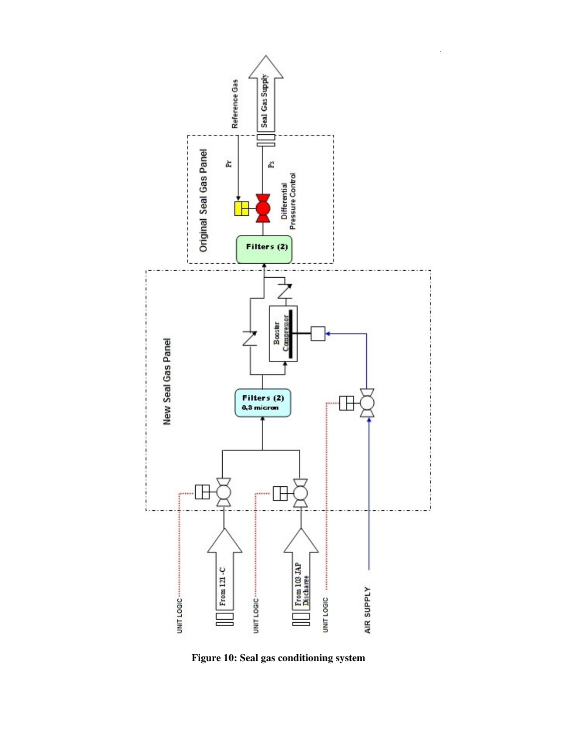Figure 10: Seal gas conditioning system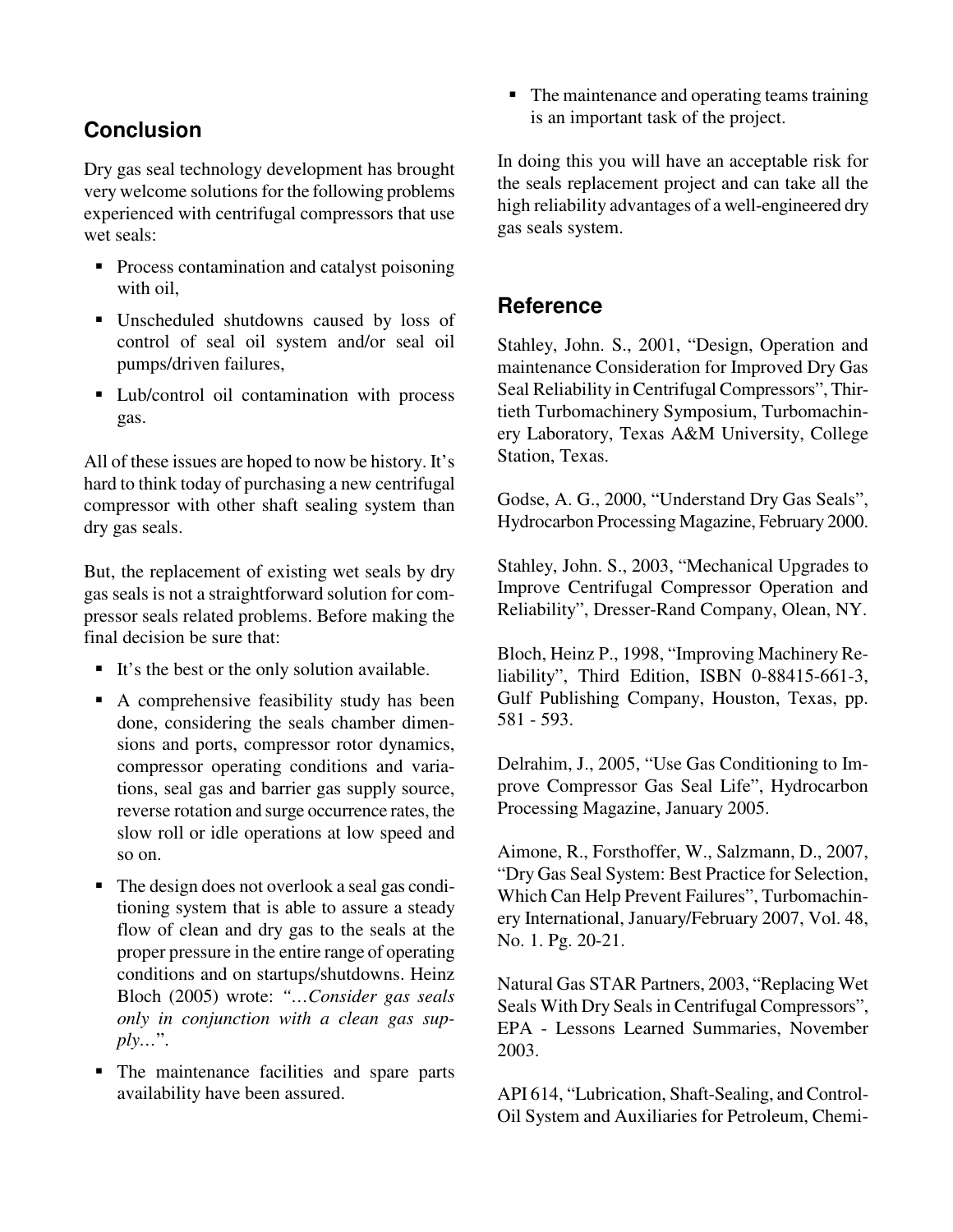## Conclusion

Dry gas seal technology development has brought very welcome solutions for the following problems experienced with centrifugal compressors that use wet seals:

- Process contamination and catalyst poisoning with oil,
- Unscheduled shutdowns caused by loss of control of seal oil system and/or seal oil pumps/driven failures,
- Lub/control oil contamination with process gas.

All of these issues are hoped to now be history. It's hard to think today of purchasing a new centrifugal compressor with other shaft sealing system than dry gas seals.

But, the replacement of existing wet seals by dry gas seals is not a straightforward solution for compressor seals related problems. Before making the final decision be sure that:

- It's the best or the only solution available.
- A comprehensive feasibility study has been done, considering the seals chamber dimensions and ports, compressor rotor dynamics, compressor operating conditions and variations, seal gas and barrier gas supply source, reverse rotation and surge occurrence rates, the slow roll or idle operations at low speed and so on.
- The design does not overlook a seal gas conditioning system that is able to assure a steady flow of clean and dry gas to the seals at the proper pressure in the entire range of operating conditions and on startups/shutdowns. Heinz Bloch (2005) wrote: *"…Consider gas seals only in conjunction with a clean gas supply…"*.
- The maintenance facilities and spare parts availability have been assured.
- The maintenance and operating teams training is an important task of the project.

In doing this you will have an acceptable risk for the seals replacement project and can take all the high reliability advantages of a well-engineered dry gas seals system.

## Reference

Stahley, John. S., 2001, "Design, Operation and maintenance Consideration for Improved Dry Gas Seal Reliability in Centrifugal Compressors", Thirtieth Turbomachinery Symposium, Turbomachinery Laboratory, Texas A&M University, College Station, Texas.

Godse, A. G., 2000, "Understand Dry Gas Seals", Hydrocarbon Processing Magazine, February 2000.

Stahley, John. S., 2003, "Mechanical Upgrades to Improve Centrifugal Compressor Operation and Reliability", Dresser-Rand Company, Olean, NY.

Bloch, Heinz P., 1998, "Improving Machinery Reliability", Third Edition, ISBN 0-88415-661-3, Gulf Publishing Company, Houston, Texas, pp. 581 - 593.

Delrahim, J., 2005, "Use Gas Conditioning to Improve Compressor Gas Seal Life", Hydrocarbon Processing Magazine, January 2005.

Aimone, R., Forsthoffer, W., Salzmann, D., 2007, "Dry Gas Seal System: Best Practice for Selection, Which Can Help Prevent Failures", Turbomachinery International, January/February 2007, Vol. 48, No. 1. Pg. 20-21.

Natural Gas STAR Partners, 2003, "Replacing Wet Seals With Dry Seals in Centrifugal Compressors", EPA - Lessons Learned Summaries, November 2003.

API 614, "Lubrication, Shaft-Sealing, and Control-Oil System and Auxiliaries for Petroleum, Chemi-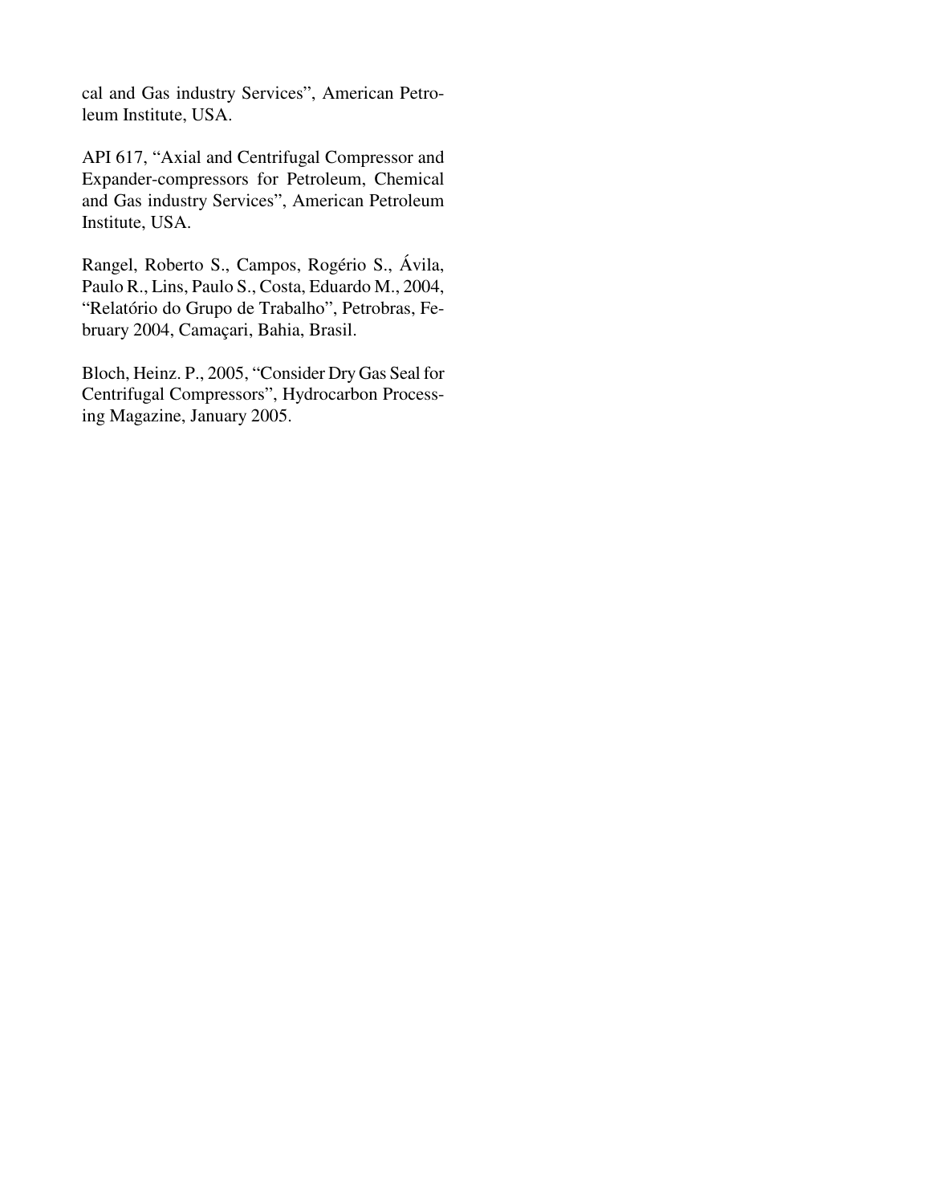cal and Gas industry Services", American Petroleum Institute, USA.

API 617, "Axial and Centrifugal Compressor and Expander-compressors for Petroleum, Chemical and Gas industry Services", American Petroleum Institute, USA.

Rangel, Roberto S., Campos, Rogério S., Ávila, Paulo R., Lins, Paulo S., Costa, Eduardo M., 2004, "Relatório do Grupo de Trabalho", Petrobras, February 2004, Camaçari, Bahia, Brasil.

Bloch, Heinz. P., 2005, "Consider Dry Gas Seal for Centrifugal Compressors", Hydrocarbon Processing Magazine, January 2005.